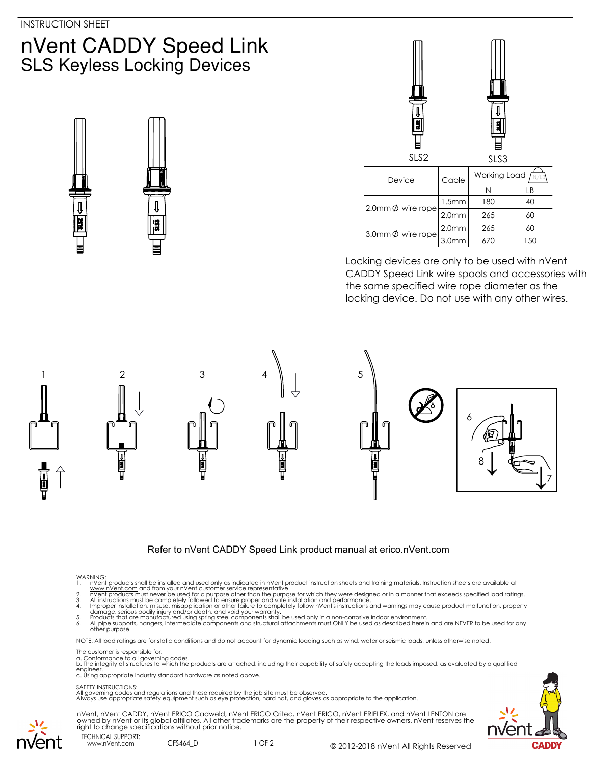INSTRUCTION SHEET

# nVent CADDY Speed Link

## SLS Keyless Locking Devices

SLS2　　SLS3

| Device | Cable | Working Load | |
|---|---|---|---|
| | | N | LB |
| 2.0mm ∅ wire rope | 1.5mm | 180 | 40 |
| | 2.0mm | 265 | 60 |
| 3.0mm ∅ wire rope | 2.0mm | 265 | 60 |
| | 3.0mm | 670 | 150 |

Locking devices are only to be used with nVent CADDY Speed Link wire spools and accessories with the same specified wire rope diameter as the locking device. Do not use with any other wires.

1　2　3　4　5　6　7　8

Refer to nVent CADDY Speed Link product manual at erico.nVent.com

WARNING:
1. nVent products shall be installed and used only as indicated in nVent product instruction sheets and training materials. Instruction sheets are available at www.nVent.com and from your nVent customer service representative.
2. nVent products must never be used for a purpose other than the purpose for which they were designed or in a manner that exceeds specified load ratings.
3. All instructions must be completely followed to ensure proper and safe installation and performance.
4. Improper installation, misuse, misapplication or other failure to completely follow nVent's instructions and warnings may cause product malfunction, property damage, serious bodily injury and/or death, and void your warranty.
5. Products that are manufactured using spring steel components shall be used only in a non-corrosive indoor environment.
6. All pipe supports, hangers, intermediate components and structural attachments must ONLY be used as described herein and are NEVER to be used for any other purpose.

NOTE: All load ratings are for static conditions and do not account for dynamic loading such as wind, water or seismic loads, unless otherwise noted.

The customer is responsible for:
a. Conformance to all governing codes.
b. The integrity of structures to which the products are attached, including their capability of safely accepting the loads imposed, as evaluated by a qualified engineer.
c. Using appropriate industry standard hardware as noted above.

SAFETY INSTRUCTIONS:
All governing codes and regulations and those required by the job site must be observed.
Always use appropriate safety equipment such as eye protection, hard hat, and gloves as appropriate to the application.

nVent, nVent CADDY, nVent ERICO Cadweld, nVent ERICO Critec, nVent ERICO, nVent ERIFLEX, and nVent LENTON are owned by nVent or its global affiliates. All other trademarks are the property of their respective owners. nVent reserves the right to change specifications without prior notice.

TECHNICAL SUPPORT:
www.nVent.com　　CFS464_D

© 2012-2018 nVent All Rights Reserved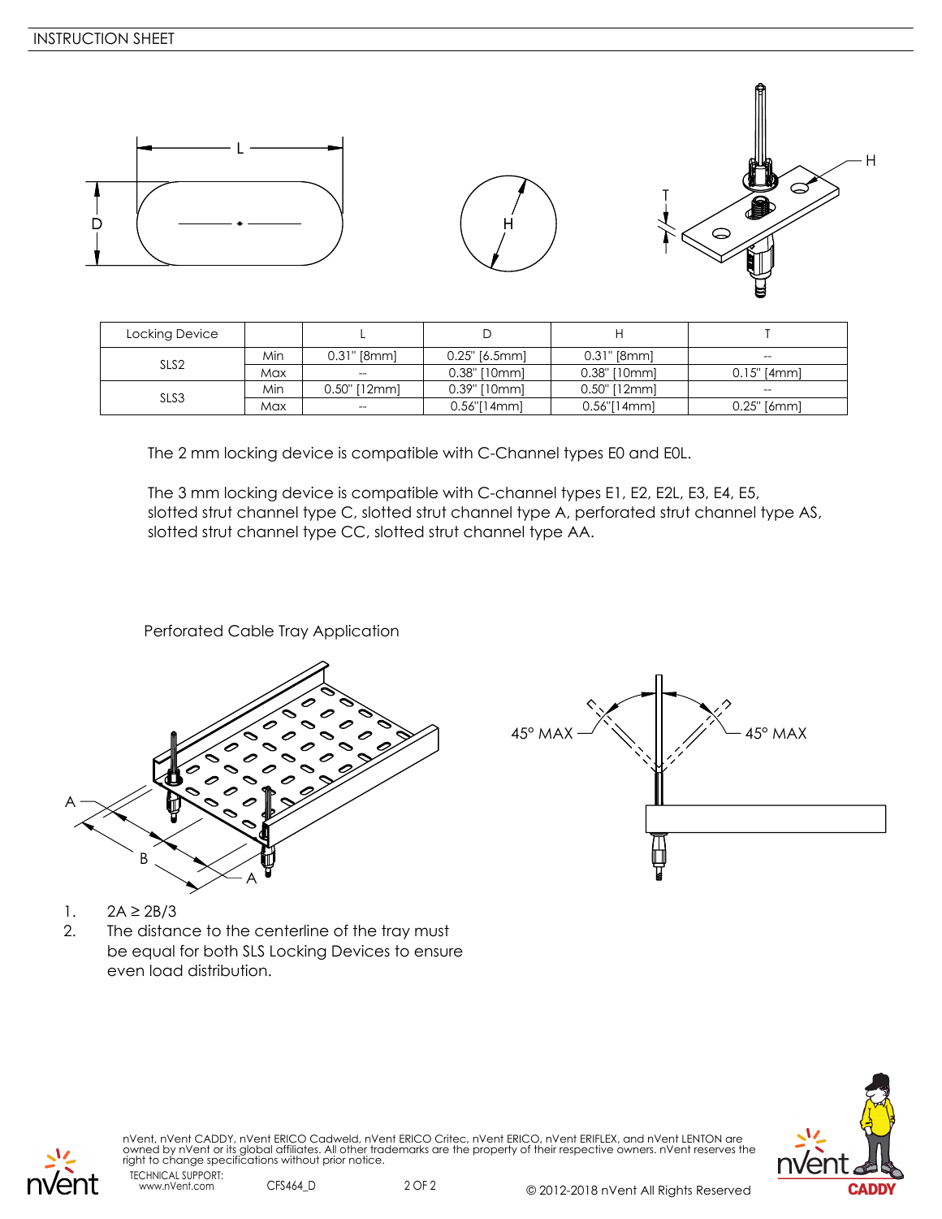L

D

H

T

H

| Locking Device | | L | D | H | T |
|---|---|---|---|---|---|
| SLS2 | Min | 0.31" [8mm] | 0.25" [6.5mm] | 0.31" [8mm] | -- |
| | Max | -- | 0.38" [10mm] | 0.38" [10mm] | 0.15" [4mm] |
| SLS3 | Min | 0.50" [12mm] | 0.39" [10mm] | 0.50" [12mm] | -- |
| | Max | -- | 0.56"[14mm] | 0.56"[14mm] | 0.25" [6mm] |

The 2 mm locking device is compatible with C-Channel types E0 and E0L.

The 3 mm locking device is compatible with C-channel types E1, E2, E2L, E3, E4, E5, slotted strut channel type C, slotted strut channel type A, perforated strut channel type AS, slotted strut channel type CC, slotted strut channel type AA.

Perforated Cable Tray Application

A

B

A

45° MAX

45° MAX

1. $2A \geq 2B/3$
2. The distance to the centerline of the tray must be equal for both SLS Locking Devices to ensure even load distribution.

nVent, nVent CADDY, nVent ERICO Cadweld, nVent ERICO Critec, nVent ERICO, nVent ERIFLEX, and nVent LENTON are owned by nVent or its global affiliates. All other trademarks are the property of their respective owners. nVent reserves the right to change specifications without prior notice.

TECHNICAL SUPPORT:
www.nVent.com

CFS464_D

© 2012-2018 nVent All Rights Reserved